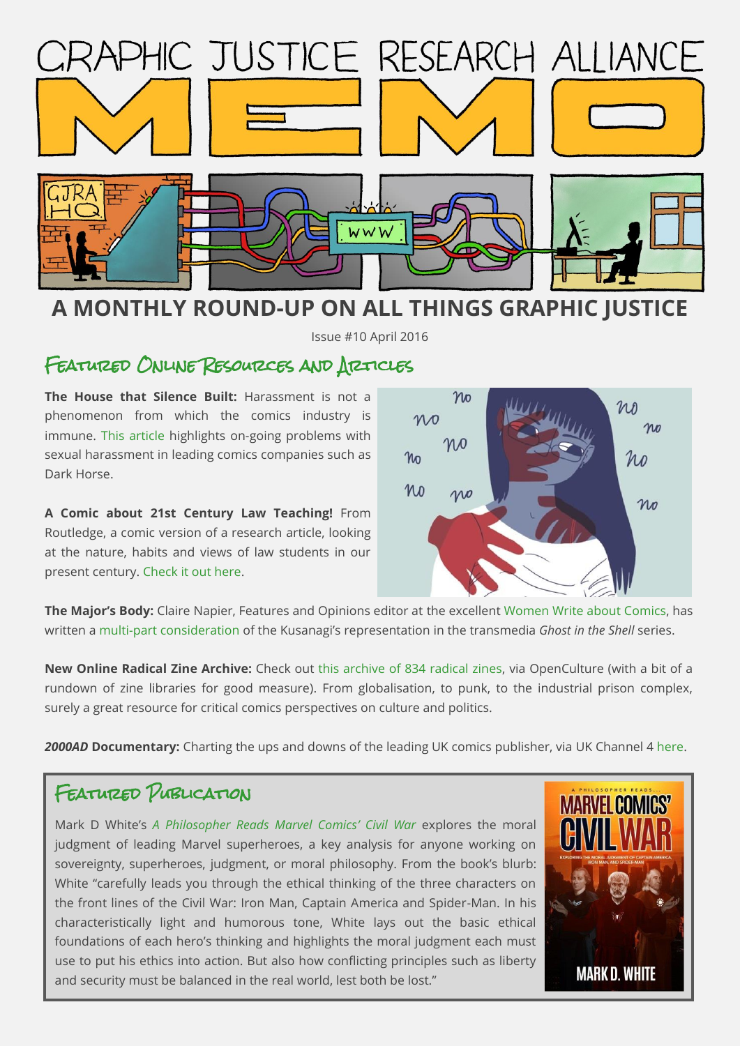# GRAPHIC JUSTICE RESEARCH ALLIANCE MEMO

## A MONTHLY ROUND-UP ON ALL THINGS GRAPHIC JUSTICE

Issue #10 April 2016

## Featured Online Resources and Articles

**The House that Silence Built:** Harassment is not a phenomenon from which the comics industry is immune. This article highlights on-going problems with sexual harassment in leading comics companies such as Dark Horse.

**A Comic about 21st Century Law Teaching!** From Routledge, a comic version of a research article, looking at the nature, habits and views of law students in our present century. Check it out here.

**The Major's Body:** Claire Napier, Features and Opinions editor at the excellent Women Write about Comics, has written a multi-part consideration of the Kusanagi's representation in the transmedia *Ghost in the Shell* series.

**New Online Radical Zine Archive:** Check out this archive of 834 radical zines, via OpenCulture (with a bit of a rundown of zine libraries for good measure). From globalisation, to punk, to the industrial prison complex, surely a great resource for critical comics perspectives on culture and politics.

***2000AD* Documentary:** Charting the ups and downs of the leading UK comics publisher, via UK Channel 4 here.

## Featured Publication

Mark D White's *A Philosopher Reads Marvel Comics' Civil War* explores the moral judgment of leading Marvel superheroes, a key analysis for anyone working on sovereignty, superheroes, judgment, or moral philosophy. From the book's blurb: White "carefully leads you through the ethical thinking of the three characters on the front lines of the Civil War: Iron Man, Captain America and Spider-Man. In his characteristically light and humorous tone, White lays out the basic ethical foundations of each hero's thinking and highlights the moral judgment each must use to put his ethics into action. But also how conflicting principles such as liberty and security must be balanced in the real world, lest both be lost."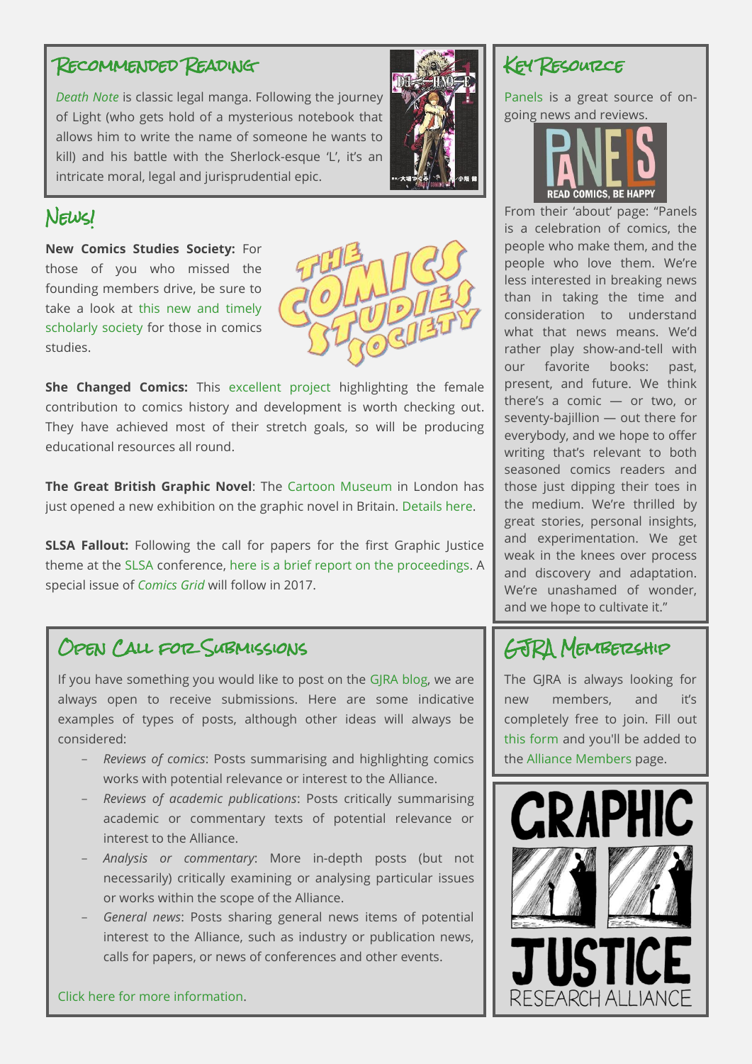## Recommended Reading

*Death Note* is classic legal manga. Following the journey of Light (who gets hold of a mysterious notebook that allows him to write the name of someone he wants to kill) and his battle with the Sherlock-esque 'L', it's an intricate moral, legal and jurisprudential epic.

## News!

**New Comics Studies Society:** For those of you who missed the founding members drive, be sure to take a look at this new and timely scholarly society for those in comics studies.

**She Changed Comics:** This excellent project highlighting the female contribution to comics history and development is worth checking out. They have achieved most of their stretch goals, so will be producing educational resources all round.

**The Great British Graphic Novel**: The Cartoon Museum in London has just opened a new exhibition on the graphic novel in Britain. Details here.

**SLSA Fallout:** Following the call for papers for the first Graphic Justice theme at the SLSA conference, here is a brief report on the proceedings. A special issue of *Comics Grid* will follow in 2017.

## Open Call for Submissions

If you have something you would like to post on the GJRA blog, we are always open to receive submissions. Here are some indicative examples of types of posts, although other ideas will always be considered:

- *Reviews of comics*: Posts summarising and highlighting comics works with potential relevance or interest to the Alliance.
- *Reviews of academic publications*: Posts critically summarising academic or commentary texts of potential relevance or interest to the Alliance.
- *Analysis or commentary*: More in-depth posts (but not necessarily) critically examining or analysing particular issues or works within the scope of the Alliance.
- *General news*: Posts sharing general news items of potential interest to the Alliance, such as industry or publication news, calls for papers, or news of conferences and other events.

Click here for more information.

## Key Resource

Panels is a great source of on-going news and reviews.

From their 'about' page: "Panels is a celebration of comics, the people who make them, and the people who love them. We're less interested in breaking news than in taking the time and consideration to understand what that news means. We'd rather play show-and-tell with our favorite books: past, present, and future. We think there's a comic — or two, or seventy-bajillion — out there for everybody, and we hope to offer writing that's relevant to both seasoned comics readers and those just dipping their toes in the medium. We're thrilled by great stories, personal insights, and experimentation. We get weak in the knees over process and discovery and adaptation. We're unashamed of wonder, and we hope to cultivate it."

## GJRA Membership

The GJRA is always looking for new members, and it's completely free to join. Fill out this form and you'll be added to the Alliance Members page.